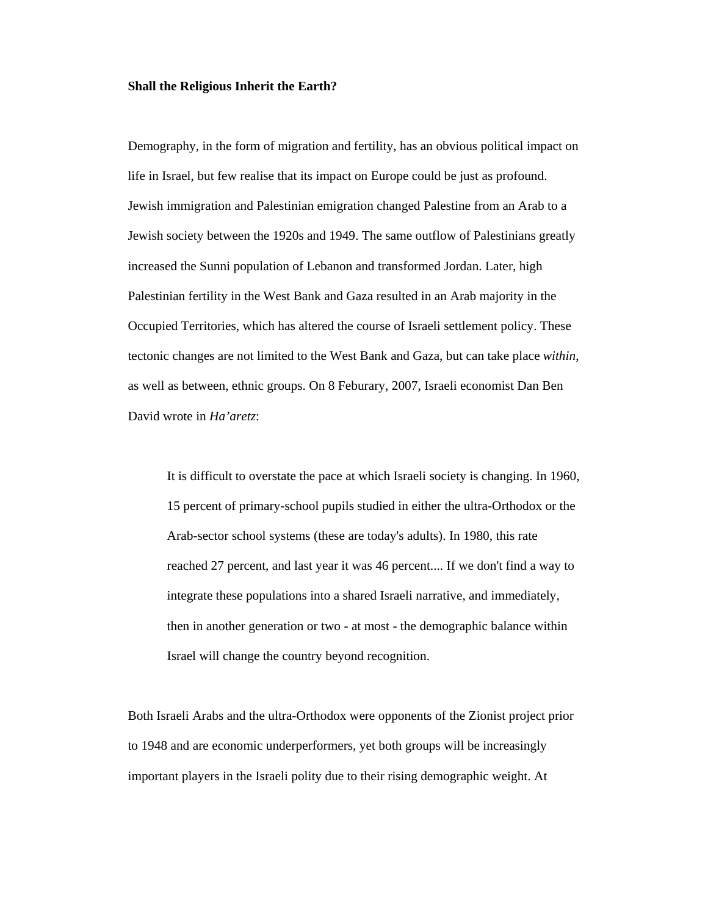**Shall the Religious Inherit the Earth?**

Demography, in the form of migration and fertility, has an obvious political impact on life in Israel, but few realise that its impact on Europe could be just as profound. Jewish immigration and Palestinian emigration changed Palestine from an Arab to a Jewish society between the 1920s and 1949. The same outflow of Palestinians greatly increased the Sunni population of Lebanon and transformed Jordan. Later, high Palestinian fertility in the West Bank and Gaza resulted in an Arab majority in the Occupied Territories, which has altered the course of Israeli settlement policy. These tectonic changes are not limited to the West Bank and Gaza, but can take place *within*, as well as between, ethnic groups. On 8 Feburary, 2007, Israeli economist Dan Ben David wrote in *Ha'aretz*:

> It is difficult to overstate the pace at which Israeli society is changing. In 1960, 15 percent of primary-school pupils studied in either the ultra-Orthodox or the Arab-sector school systems (these are today's adults). In 1980, this rate reached 27 percent, and last year it was 46 percent.... If we don't find a way to integrate these populations into a shared Israeli narrative, and immediately, then in another generation or two - at most - the demographic balance within Israel will change the country beyond recognition.

Both Israeli Arabs and the ultra-Orthodox were opponents of the Zionist project prior to 1948 and are economic underperformers, yet both groups will be increasingly important players in the Israeli polity due to their rising demographic weight. At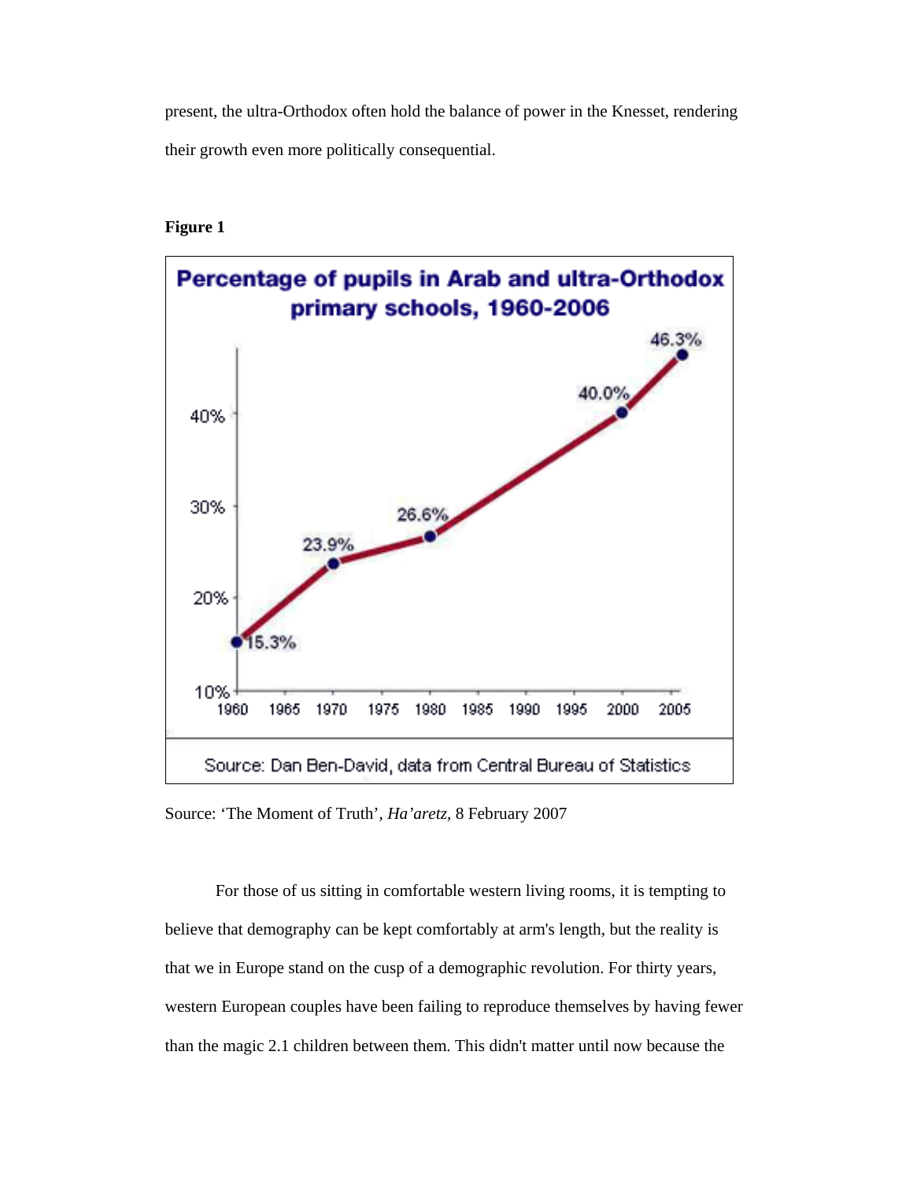present, the ultra-Orthodox often hold the balance of power in the Knesset, rendering their growth even more politically consequential.

**Figure 1**

Percentage of pupils in Arab and ultra-Orthodox primary schools, 1960-2006

| Year | Percentage |
|---|---|
| 1960 | 15.3% |
| 1970 | 23.9% |
| 1980 | 26.6% |
| 2000 | 40.0% |
| 2006 | 46.3% |

Source: Dan Ben-David, data from Central Bureau of Statistics

Source: 'The Moment of Truth', *Ha'aretz*, 8 February 2007

For those of us sitting in comfortable western living rooms, it is tempting to believe that demography can be kept comfortably at arm's length, but the reality is that we in Europe stand on the cusp of a demographic revolution. For thirty years, western European couples have been failing to reproduce themselves by having fewer than the magic 2.1 children between them. This didn't matter until now because the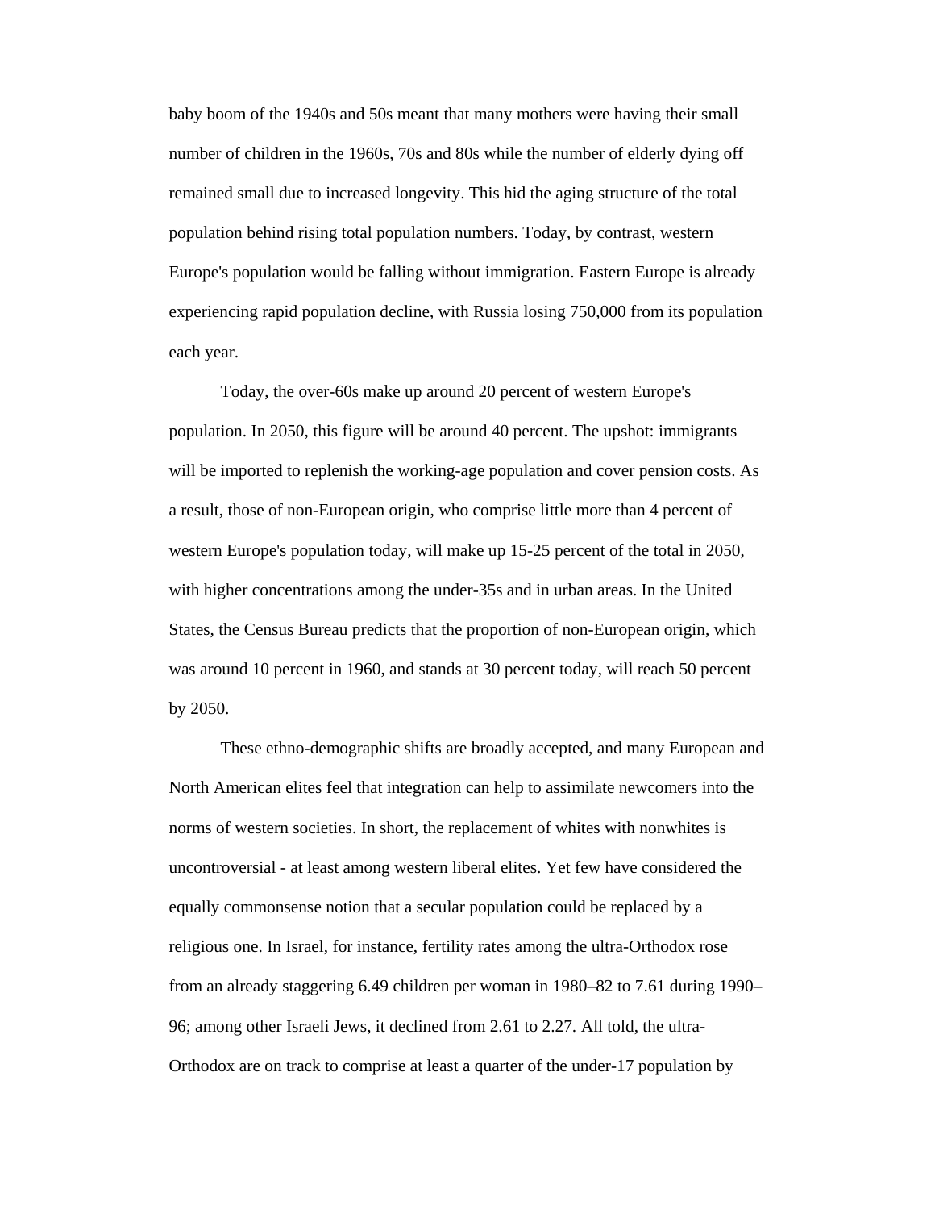baby boom of the 1940s and 50s meant that many mothers were having their small number of children in the 1960s, 70s and 80s while the number of elderly dying off remained small due to increased longevity. This hid the aging structure of the total population behind rising total population numbers. Today, by contrast, western Europe's population would be falling without immigration. Eastern Europe is already experiencing rapid population decline, with Russia losing 750,000 from its population each year.

Today, the over-60s make up around 20 percent of western Europe's population. In 2050, this figure will be around 40 percent. The upshot: immigrants will be imported to replenish the working-age population and cover pension costs. As a result, those of non-European origin, who comprise little more than 4 percent of western Europe's population today, will make up 15-25 percent of the total in 2050, with higher concentrations among the under-35s and in urban areas. In the United States, the Census Bureau predicts that the proportion of non-European origin, which was around 10 percent in 1960, and stands at 30 percent today, will reach 50 percent by 2050.

These ethno-demographic shifts are broadly accepted, and many European and North American elites feel that integration can help to assimilate newcomers into the norms of western societies. In short, the replacement of whites with nonwhites is uncontroversial - at least among western liberal elites. Yet few have considered the equally commonsense notion that a secular population could be replaced by a religious one. In Israel, for instance, fertility rates among the ultra-Orthodox rose from an already staggering 6.49 children per woman in 1980–82 to 7.61 during 1990–96; among other Israeli Jews, it declined from 2.61 to 2.27. All told, the ultra-Orthodox are on track to comprise at least a quarter of the under-17 population by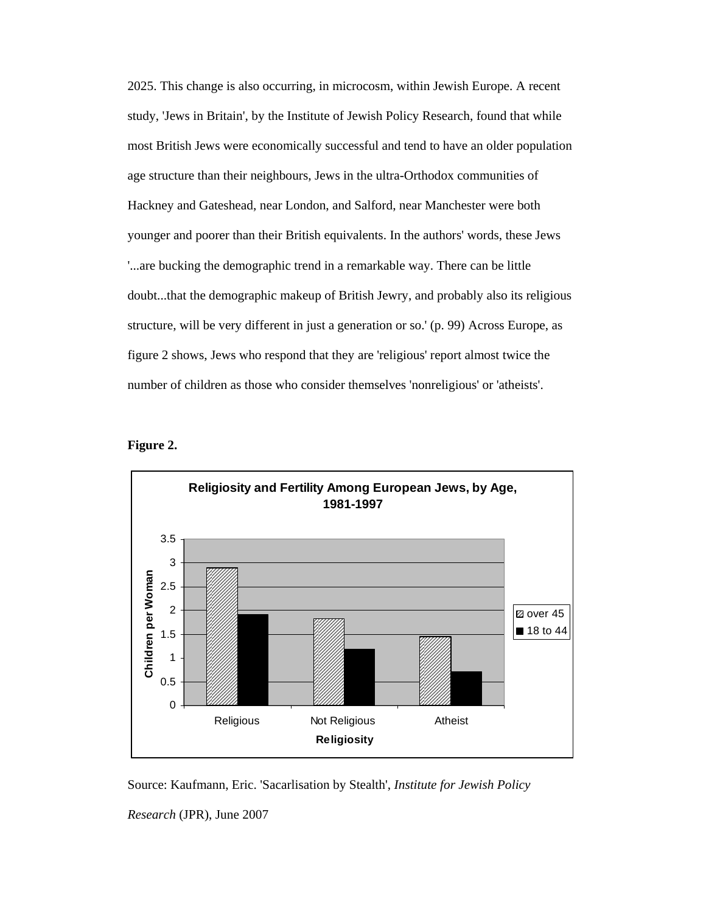2025. This change is also occurring, in microcosm, within Jewish Europe. A recent study, 'Jews in Britain', by the Institute of Jewish Policy Research, found that while most British Jews were economically successful and tend to have an older population age structure than their neighbours, Jews in the ultra-Orthodox communities of Hackney and Gateshead, near London, and Salford, near Manchester were both younger and poorer than their British equivalents. In the authors' words, these Jews '...are bucking the demographic trend in a remarkable way. There can be little doubt...that the demographic makeup of British Jewry, and probably also its religious structure, will be very different in just a generation or so.' (p. 99) Across Europe, as figure 2 shows, Jews who respond that they are 'religious' report almost twice the number of children as those who consider themselves 'nonreligious' or 'atheists'.

**Figure 2.**

**Religiosity and Fertility Among European Jews, by Age, 1981-1997**

Source: Kaufmann, Eric. 'Sacarlisation by Stealth', *Institute for Jewish Policy Research* (JPR), June 2007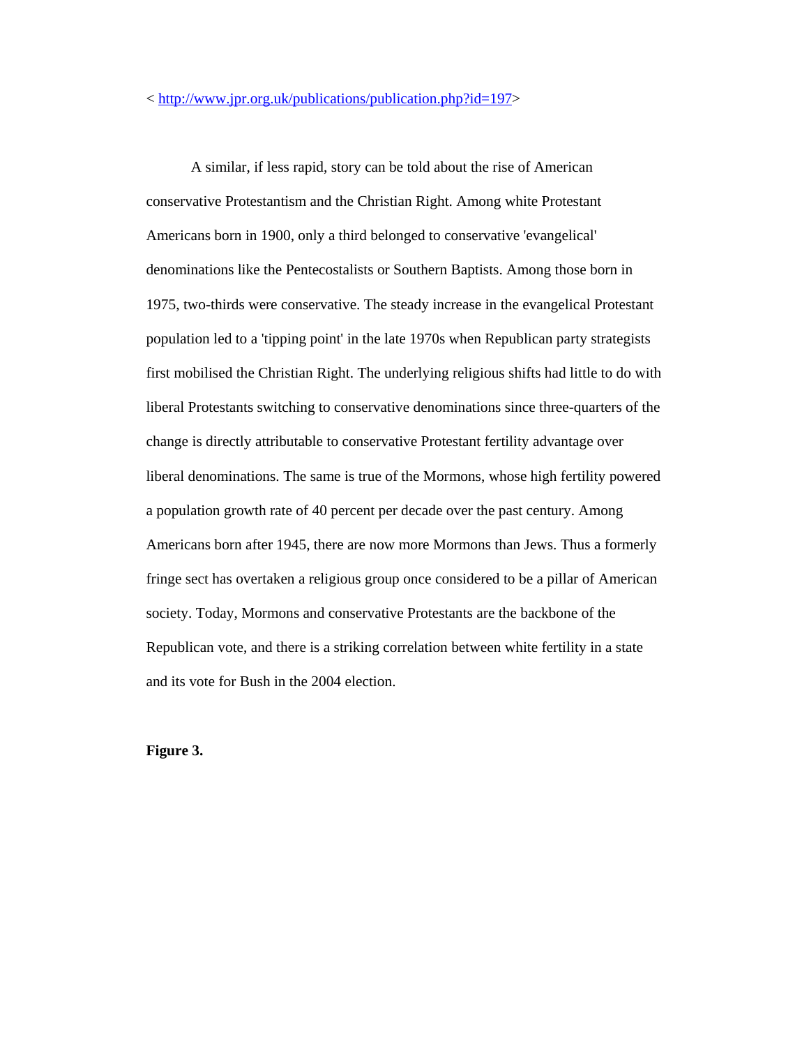< http://www.jpr.org.uk/publications/publication.php?id=197>

A similar, if less rapid, story can be told about the rise of American conservative Protestantism and the Christian Right. Among white Protestant Americans born in 1900, only a third belonged to conservative 'evangelical' denominations like the Pentecostalists or Southern Baptists. Among those born in 1975, two-thirds were conservative. The steady increase in the evangelical Protestant population led to a 'tipping point' in the late 1970s when Republican party strategists first mobilised the Christian Right. The underlying religious shifts had little to do with liberal Protestants switching to conservative denominations since three-quarters of the change is directly attributable to conservative Protestant fertility advantage over liberal denominations. The same is true of the Mormons, whose high fertility powered a population growth rate of 40 percent per decade over the past century. Among Americans born after 1945, there are now more Mormons than Jews. Thus a formerly fringe sect has overtaken a religious group once considered to be a pillar of American society. Today, Mormons and conservative Protestants are the backbone of the Republican vote, and there is a striking correlation between white fertility in a state and its vote for Bush in the 2004 election.

**Figure 3.**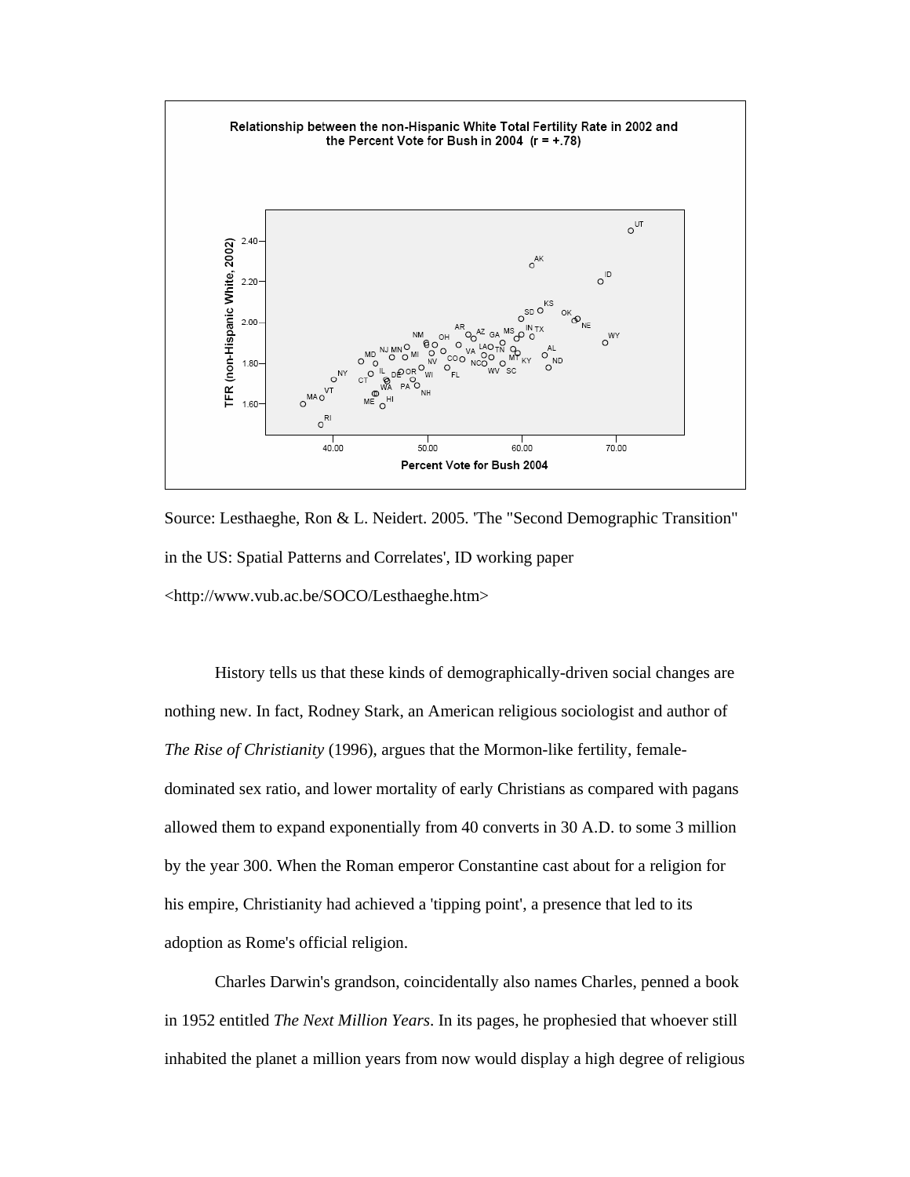Relationship between the non-Hispanic White Total Fertility Rate in 2002 and the Percent Vote for Bush in 2004 (r = +.78)

Source: Lesthaeghe, Ron & L. Neidert. 2005. 'The "Second Demographic Transition" in the US: Spatial Patterns and Correlates', ID working paper <http://www.vub.ac.be/SOCO/Lesthaeghe.htm>

History tells us that these kinds of demographically-driven social changes are nothing new. In fact, Rodney Stark, an American religious sociologist and author of *The Rise of Christianity* (1996), argues that the Mormon-like fertility, female-dominated sex ratio, and lower mortality of early Christians as compared with pagans allowed them to expand exponentially from 40 converts in 30 A.D. to some 3 million by the year 300. When the Roman emperor Constantine cast about for a religion for his empire, Christianity had achieved a 'tipping point', a presence that led to its adoption as Rome's official religion.

Charles Darwin's grandson, coincidentally also names Charles, penned a book in 1952 entitled *The Next Million Years*. In its pages, he prophesied that whoever still inhabited the planet a million years from now would display a high degree of religious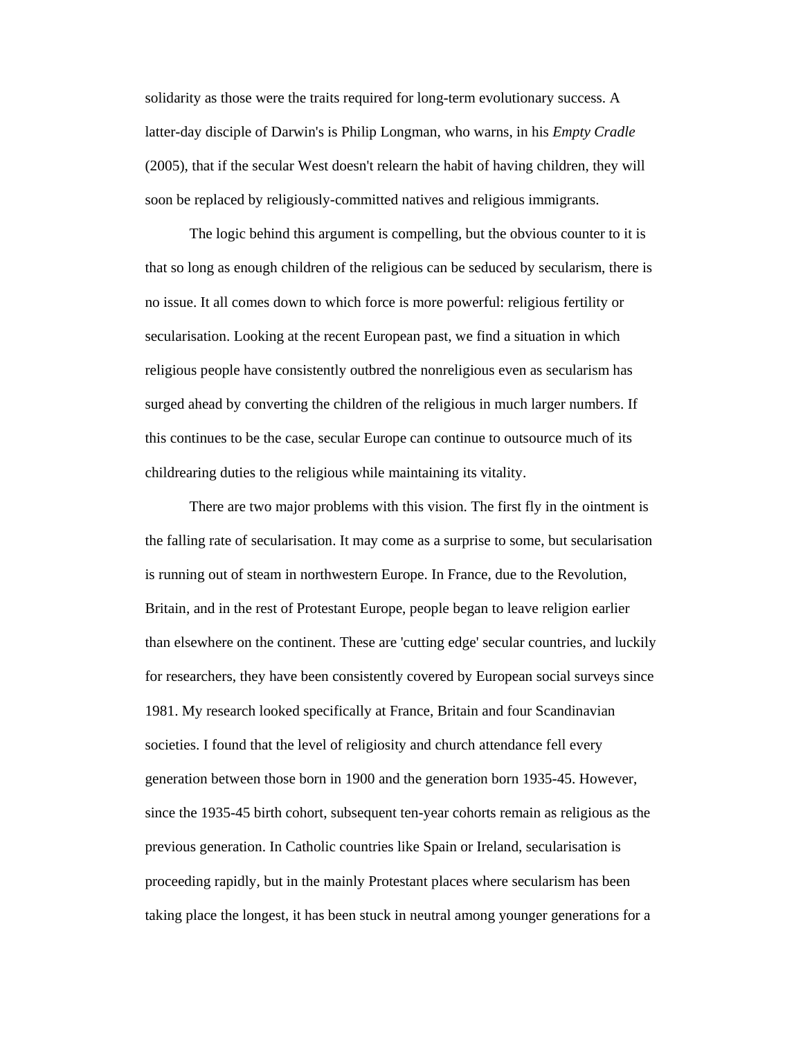solidarity as those were the traits required for long-term evolutionary success. A latter-day disciple of Darwin's is Philip Longman, who warns, in his *Empty Cradle* (2005), that if the secular West doesn't relearn the habit of having children, they will soon be replaced by religiously-committed natives and religious immigrants.

The logic behind this argument is compelling, but the obvious counter to it is that so long as enough children of the religious can be seduced by secularism, there is no issue. It all comes down to which force is more powerful: religious fertility or secularisation. Looking at the recent European past, we find a situation in which religious people have consistently outbred the nonreligious even as secularism has surged ahead by converting the children of the religious in much larger numbers. If this continues to be the case, secular Europe can continue to outsource much of its childrearing duties to the religious while maintaining its vitality.

There are two major problems with this vision. The first fly in the ointment is the falling rate of secularisation. It may come as a surprise to some, but secularisation is running out of steam in northwestern Europe. In France, due to the Revolution, Britain, and in the rest of Protestant Europe, people began to leave religion earlier than elsewhere on the continent. These are 'cutting edge' secular countries, and luckily for researchers, they have been consistently covered by European social surveys since 1981. My research looked specifically at France, Britain and four Scandinavian societies. I found that the level of religiosity and church attendance fell every generation between those born in 1900 and the generation born 1935-45. However, since the 1935-45 birth cohort, subsequent ten-year cohorts remain as religious as the previous generation. In Catholic countries like Spain or Ireland, secularisation is proceeding rapidly, but in the mainly Protestant places where secularism has been taking place the longest, it has been stuck in neutral among younger generations for a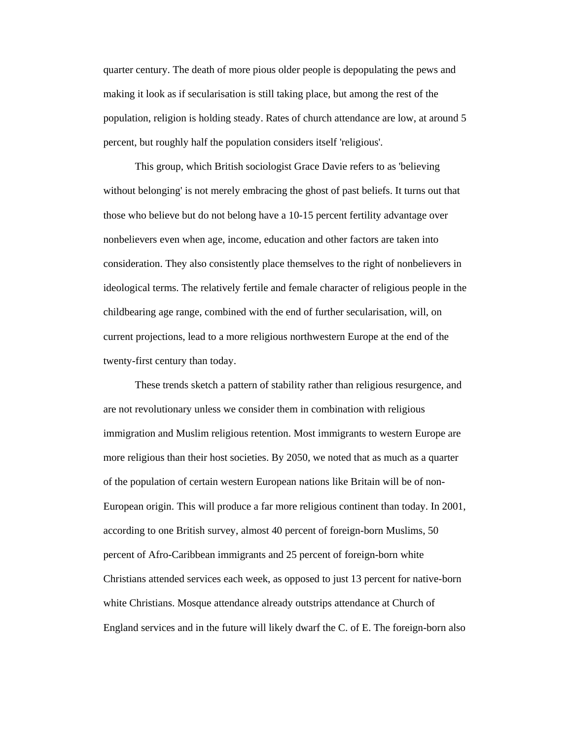quarter century. The death of more pious older people is depopulating the pews and making it look as if secularisation is still taking place, but among the rest of the population, religion is holding steady. Rates of church attendance are low, at around 5 percent, but roughly half the population considers itself 'religious'.

This group, which British sociologist Grace Davie refers to as 'believing without belonging' is not merely embracing the ghost of past beliefs. It turns out that those who believe but do not belong have a 10-15 percent fertility advantage over nonbelievers even when age, income, education and other factors are taken into consideration. They also consistently place themselves to the right of nonbelievers in ideological terms. The relatively fertile and female character of religious people in the childbearing age range, combined with the end of further secularisation, will, on current projections, lead to a more religious northwestern Europe at the end of the twenty-first century than today.

These trends sketch a pattern of stability rather than religious resurgence, and are not revolutionary unless we consider them in combination with religious immigration and Muslim religious retention. Most immigrants to western Europe are more religious than their host societies. By 2050, we noted that as much as a quarter of the population of certain western European nations like Britain will be of non-European origin. This will produce a far more religious continent than today. In 2001, according to one British survey, almost 40 percent of foreign-born Muslims, 50 percent of Afro-Caribbean immigrants and 25 percent of foreign-born white Christians attended services each week, as opposed to just 13 percent for native-born white Christians. Mosque attendance already outstrips attendance at Church of England services and in the future will likely dwarf the C. of E. The foreign-born also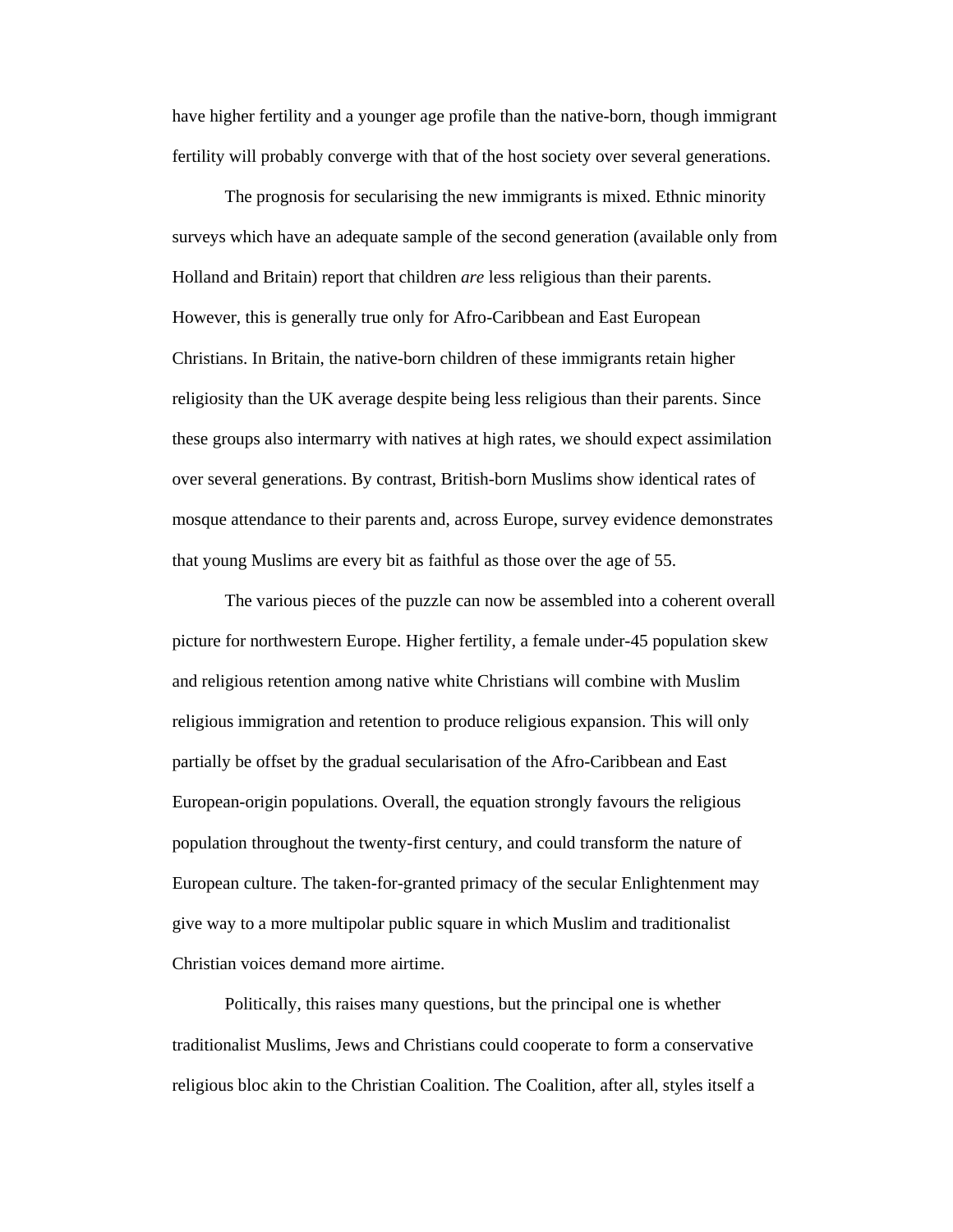have higher fertility and a younger age profile than the native-born, though immigrant fertility will probably converge with that of the host society over several generations.

The prognosis for secularising the new immigrants is mixed. Ethnic minority surveys which have an adequate sample of the second generation (available only from Holland and Britain) report that children *are* less religious than their parents. However, this is generally true only for Afro-Caribbean and East European Christians. In Britain, the native-born children of these immigrants retain higher religiosity than the UK average despite being less religious than their parents. Since these groups also intermarry with natives at high rates, we should expect assimilation over several generations. By contrast, British-born Muslims show identical rates of mosque attendance to their parents and, across Europe, survey evidence demonstrates that young Muslims are every bit as faithful as those over the age of 55.

The various pieces of the puzzle can now be assembled into a coherent overall picture for northwestern Europe. Higher fertility, a female under-45 population skew and religious retention among native white Christians will combine with Muslim religious immigration and retention to produce religious expansion. This will only partially be offset by the gradual secularisation of the Afro-Caribbean and East European-origin populations. Overall, the equation strongly favours the religious population throughout the twenty-first century, and could transform the nature of European culture. The taken-for-granted primacy of the secular Enlightenment may give way to a more multipolar public square in which Muslim and traditionalist Christian voices demand more airtime.

Politically, this raises many questions, but the principal one is whether traditionalist Muslims, Jews and Christians could cooperate to form a conservative religious bloc akin to the Christian Coalition. The Coalition, after all, styles itself a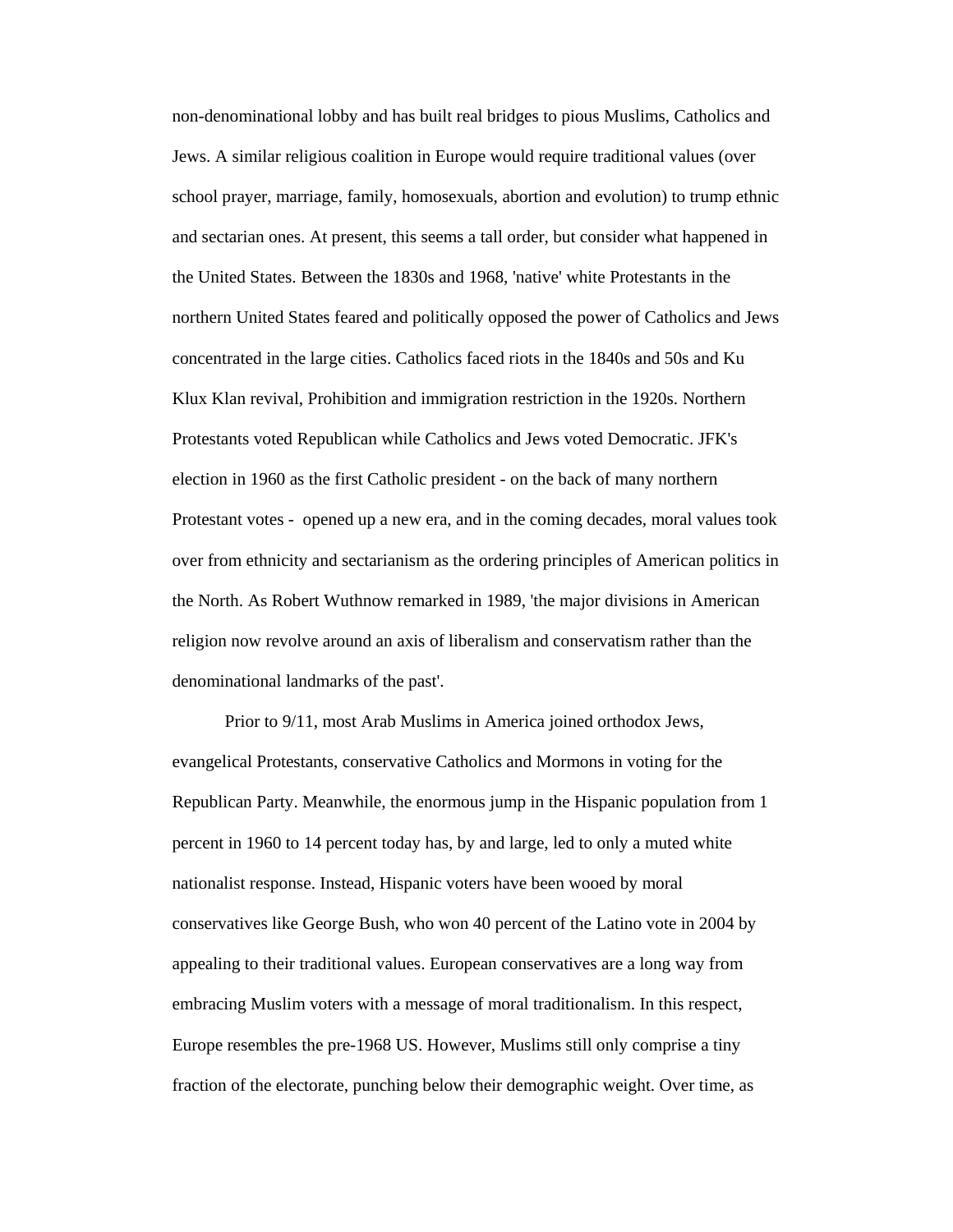non-denominational lobby and has built real bridges to pious Muslims, Catholics and Jews. A similar religious coalition in Europe would require traditional values (over school prayer, marriage, family, homosexuals, abortion and evolution) to trump ethnic and sectarian ones. At present, this seems a tall order, but consider what happened in the United States. Between the 1830s and 1968, 'native' white Protestants in the northern United States feared and politically opposed the power of Catholics and Jews concentrated in the large cities. Catholics faced riots in the 1840s and 50s and Ku Klux Klan revival, Prohibition and immigration restriction in the 1920s. Northern Protestants voted Republican while Catholics and Jews voted Democratic. JFK's election in 1960 as the first Catholic president - on the back of many northern Protestant votes - opened up a new era, and in the coming decades, moral values took over from ethnicity and sectarianism as the ordering principles of American politics in the North. As Robert Wuthnow remarked in 1989, 'the major divisions in American religion now revolve around an axis of liberalism and conservatism rather than the denominational landmarks of the past'.

Prior to 9/11, most Arab Muslims in America joined orthodox Jews, evangelical Protestants, conservative Catholics and Mormons in voting for the Republican Party. Meanwhile, the enormous jump in the Hispanic population from 1 percent in 1960 to 14 percent today has, by and large, led to only a muted white nationalist response. Instead, Hispanic voters have been wooed by moral conservatives like George Bush, who won 40 percent of the Latino vote in 2004 by appealing to their traditional values. European conservatives are a long way from embracing Muslim voters with a message of moral traditionalism. In this respect, Europe resembles the pre-1968 US. However, Muslims still only comprise a tiny fraction of the electorate, punching below their demographic weight. Over time, as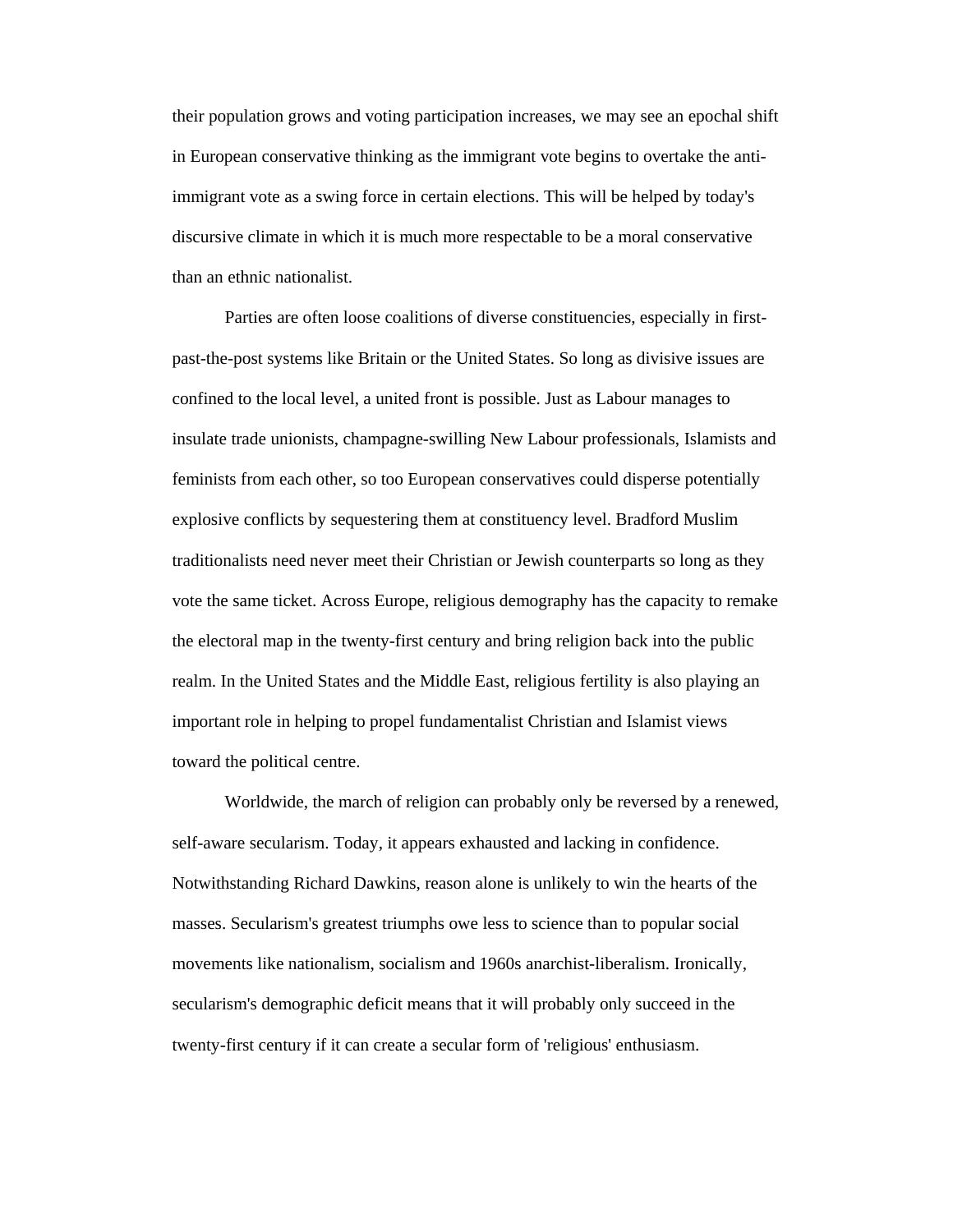their population grows and voting participation increases, we may see an epochal shift in European conservative thinking as the immigrant vote begins to overtake the anti-immigrant vote as a swing force in certain elections. This will be helped by today's discursive climate in which it is much more respectable to be a moral conservative than an ethnic nationalist.

Parties are often loose coalitions of diverse constituencies, especially in first-past-the-post systems like Britain or the United States. So long as divisive issues are confined to the local level, a united front is possible. Just as Labour manages to insulate trade unionists, champagne-swilling New Labour professionals, Islamists and feminists from each other, so too European conservatives could disperse potentially explosive conflicts by sequestering them at constituency level. Bradford Muslim traditionalists need never meet their Christian or Jewish counterparts so long as they vote the same ticket. Across Europe, religious demography has the capacity to remake the electoral map in the twenty-first century and bring religion back into the public realm. In the United States and the Middle East, religious fertility is also playing an important role in helping to propel fundamentalist Christian and Islamist views toward the political centre.

Worldwide, the march of religion can probably only be reversed by a renewed, self-aware secularism. Today, it appears exhausted and lacking in confidence. Notwithstanding Richard Dawkins, reason alone is unlikely to win the hearts of the masses. Secularism's greatest triumphs owe less to science than to popular social movements like nationalism, socialism and 1960s anarchist-liberalism. Ironically, secularism's demographic deficit means that it will probably only succeed in the twenty-first century if it can create a secular form of 'religious' enthusiasm.